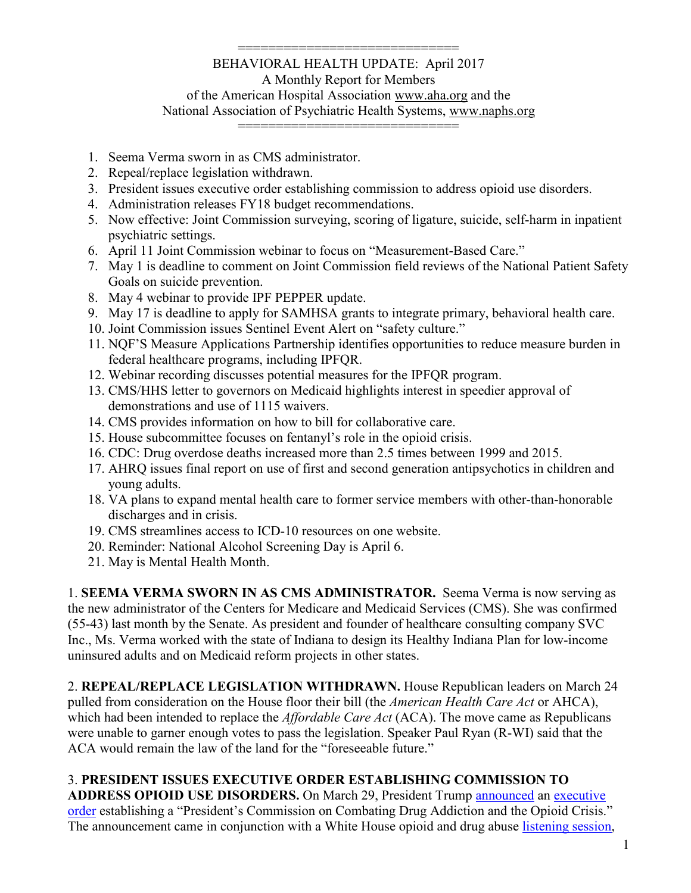============================

BEHAVIORAL HEALTH UPDATE: April 2017

A Monthly Report for Members

of the American Hospital Association www.aha.org and the

National Association of Psychiatric Health Systems, www.naphs.org

============================

1. Seema Verma sworn in as CMS administrator.
2. Repeal/replace legislation withdrawn.
3. President issues executive order establishing commission to address opioid use disorders.
4. Administration releases FY18 budget recommendations.
5. Now effective: Joint Commission surveying, scoring of ligature, suicide, self-harm in inpatient psychiatric settings.
6. April 11 Joint Commission webinar to focus on "Measurement-Based Care."
7. May 1 is deadline to comment on Joint Commission field reviews of the National Patient Safety Goals on suicide prevention.
8. May 4 webinar to provide IPF PEPPER update.
9. May 17 is deadline to apply for SAMHSA grants to integrate primary, behavioral health care.
10. Joint Commission issues Sentinel Event Alert on "safety culture."
11. NQF'S Measure Applications Partnership identifies opportunities to reduce measure burden in federal healthcare programs, including IPFQR.
12. Webinar recording discusses potential measures for the IPFQR program.
13. CMS/HHS letter to governors on Medicaid highlights interest in speedier approval of demonstrations and use of 1115 waivers.
14. CMS provides information on how to bill for collaborative care.
15. House subcommittee focuses on fentanyl's role in the opioid crisis.
16. CDC: Drug overdose deaths increased more than 2.5 times between 1999 and 2015.
17. AHRQ issues final report on use of first and second generation antipsychotics in children and young adults.
18. VA plans to expand mental health care to former service members with other-than-honorable discharges and in crisis.
19. CMS streamlines access to ICD-10 resources on one website.
20. Reminder: National Alcohol Screening Day is April 6.
21. May is Mental Health Month.

1. **SEEMA VERMA SWORN IN AS CMS ADMINISTRATOR.** Seema Verma is now serving as the new administrator of the Centers for Medicare and Medicaid Services (CMS). She was confirmed (55-43) last month by the Senate. As president and founder of healthcare consulting company SVC Inc., Ms. Verma worked with the state of Indiana to design its Healthy Indiana Plan for low-income uninsured adults and on Medicaid reform projects in other states.

2. **REPEAL/REPLACE LEGISLATION WITHDRAWN.** House Republican leaders on March 24 pulled from consideration on the House floor their bill (the *American Health Care Act* or AHCA), which had been intended to replace the *Affordable Care Act* (ACA). The move came as Republicans were unable to garner enough votes to pass the legislation. Speaker Paul Ryan (R-WI) said that the ACA would remain the law of the land for the "foreseeable future."

3. **PRESIDENT ISSUES EXECUTIVE ORDER ESTABLISHING COMMISSION TO ADDRESS OPIOID USE DISORDERS.** On March 29, President Trump announced an executive order establishing a "President's Commission on Combating Drug Addiction and the Opioid Crisis." The announcement came in conjunction with a White House opioid and drug abuse listening session,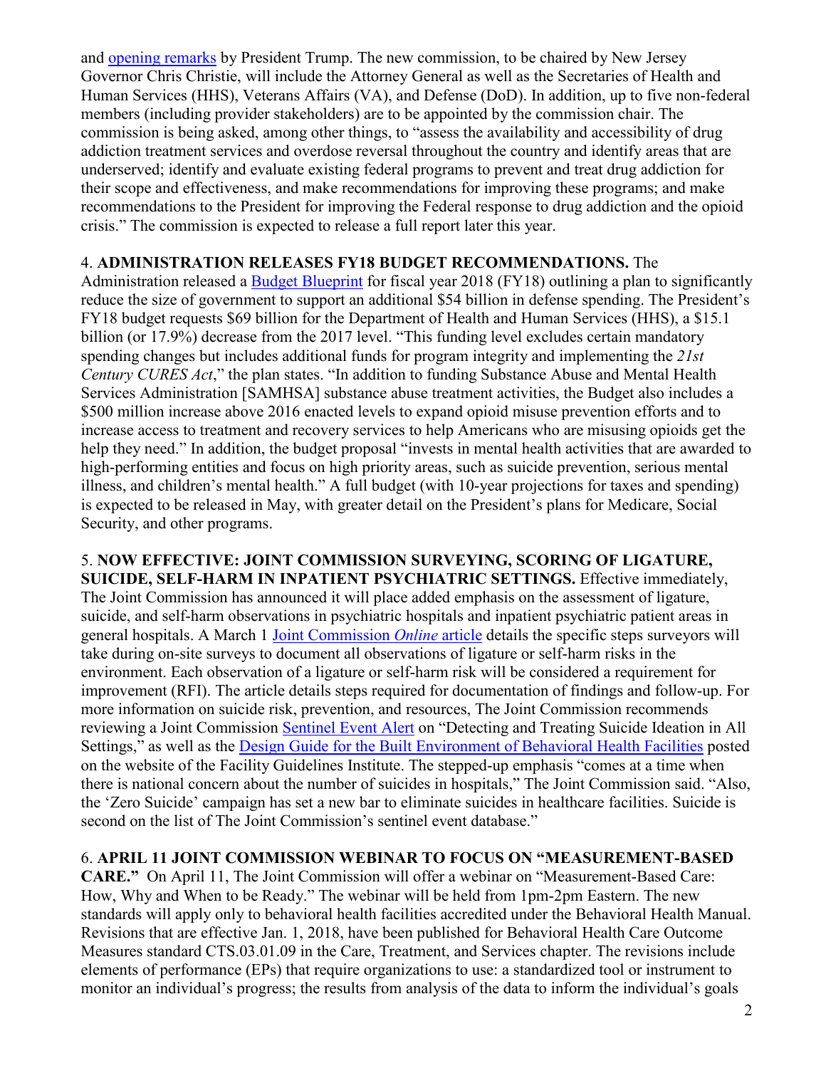and opening remarks by President Trump. The new commission, to be chaired by New Jersey Governor Chris Christie, will include the Attorney General as well as the Secretaries of Health and Human Services (HHS), Veterans Affairs (VA), and Defense (DoD). In addition, up to five non-federal members (including provider stakeholders) are to be appointed by the commission chair. The commission is being asked, among other things, to "assess the availability and accessibility of drug addiction treatment services and overdose reversal throughout the country and identify areas that are underserved; identify and evaluate existing federal programs to prevent and treat drug addiction for their scope and effectiveness, and make recommendations for improving these programs; and make recommendations to the President for improving the Federal response to drug addiction and the opioid crisis." The commission is expected to release a full report later this year.

4. **ADMINISTRATION RELEASES FY18 BUDGET RECOMMENDATIONS.** The Administration released a Budget Blueprint for fiscal year 2018 (FY18) outlining a plan to significantly reduce the size of government to support an additional $54 billion in defense spending. The President's FY18 budget requests $69 billion for the Department of Health and Human Services (HHS), a $15.1 billion (or 17.9%) decrease from the 2017 level. "This funding level excludes certain mandatory spending changes but includes additional funds for program integrity and implementing the *21st Century CURES Act*," the plan states. "In addition to funding Substance Abuse and Mental Health Services Administration [SAMHSA] substance abuse treatment activities, the Budget also includes a $500 million increase above 2016 enacted levels to expand opioid misuse prevention efforts and to increase access to treatment and recovery services to help Americans who are misusing opioids get the help they need." In addition, the budget proposal "invests in mental health activities that are awarded to high-performing entities and focus on high priority areas, such as suicide prevention, serious mental illness, and children's mental health." A full budget (with 10-year projections for taxes and spending) is expected to be released in May, with greater detail on the President's plans for Medicare, Social Security, and other programs.

5. **NOW EFFECTIVE: JOINT COMMISSION SURVEYING, SCORING OF LIGATURE, SUICIDE, SELF-HARM IN INPATIENT PSYCHIATRIC SETTINGS.** Effective immediately, The Joint Commission has announced it will place added emphasis on the assessment of ligature, suicide, and self-harm observations in psychiatric hospitals and inpatient psychiatric patient areas in general hospitals. A March 1 Joint Commission *Online* article details the specific steps surveyors will take during on-site surveys to document all observations of ligature or self-harm risks in the environment. Each observation of a ligature or self-harm risk will be considered a requirement for improvement (RFI). The article details steps required for documentation of findings and follow-up. For more information on suicide risk, prevention, and resources, The Joint Commission recommends reviewing a Joint Commission Sentinel Event Alert on "Detecting and Treating Suicide Ideation in All Settings," as well as the Design Guide for the Built Environment of Behavioral Health Facilities posted on the website of the Facility Guidelines Institute. The stepped-up emphasis "comes at a time when there is national concern about the number of suicides in hospitals," The Joint Commission said. "Also, the 'Zero Suicide' campaign has set a new bar to eliminate suicides in healthcare facilities. Suicide is second on the list of The Joint Commission's sentinel event database."

6. **APRIL 11 JOINT COMMISSION WEBINAR TO FOCUS ON "MEASUREMENT-BASED CARE."** On April 11, The Joint Commission will offer a webinar on "Measurement-Based Care: How, Why and When to be Ready." The webinar will be held from 1pm-2pm Eastern. The new standards will apply only to behavioral health facilities accredited under the Behavioral Health Manual. Revisions that are effective Jan. 1, 2018, have been published for Behavioral Health Care Outcome Measures standard CTS.03.01.09 in the Care, Treatment, and Services chapter. The revisions include elements of performance (EPs) that require organizations to use: a standardized tool or instrument to monitor an individual's progress; the results from analysis of the data to inform the individual's goals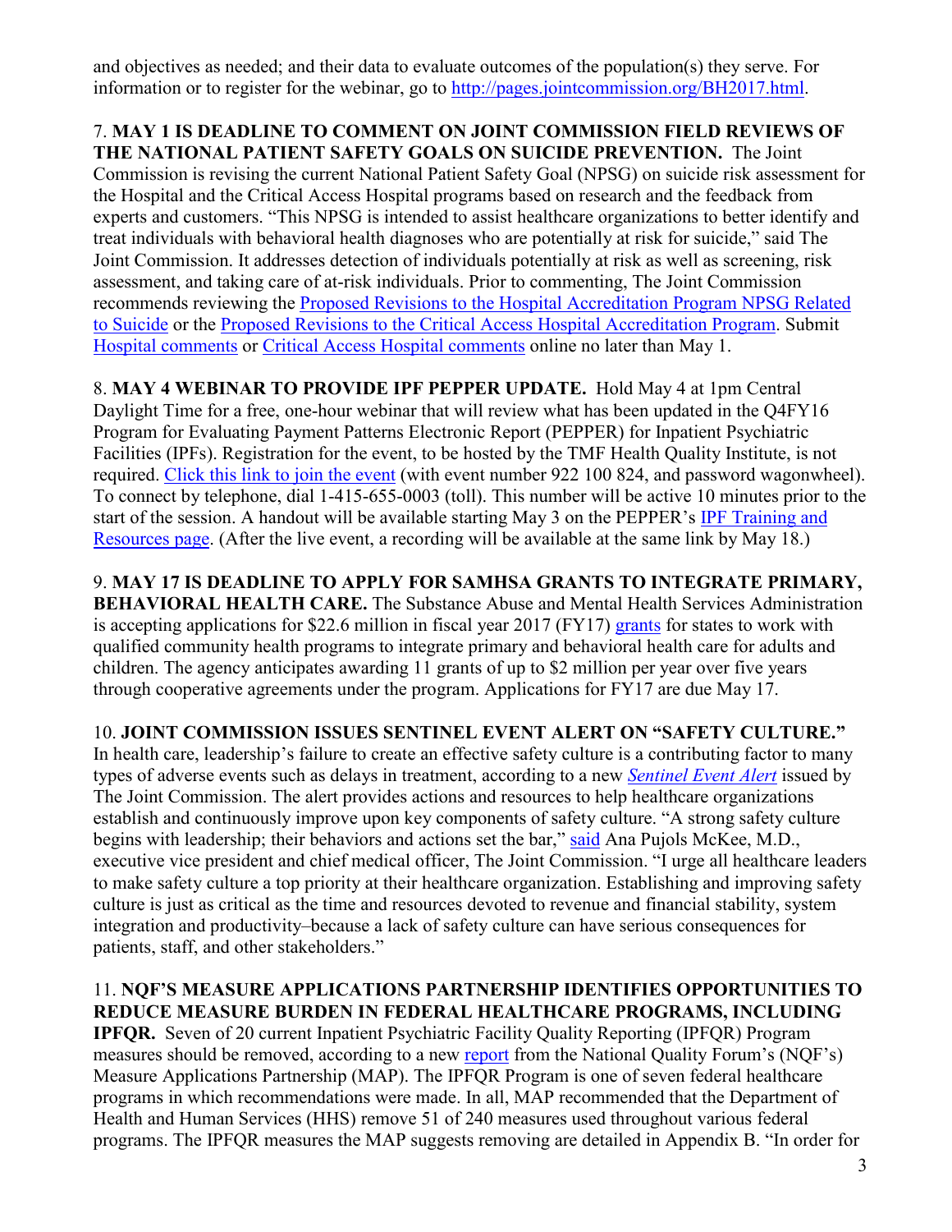and objectives as needed; and their data to evaluate outcomes of the population(s) they serve. For information or to register for the webinar, go to http://pages.jointcommission.org/BH2017.html.

7. **MAY 1 IS DEADLINE TO COMMENT ON JOINT COMMISSION FIELD REVIEWS OF THE NATIONAL PATIENT SAFETY GOALS ON SUICIDE PREVENTION.** The Joint Commission is revising the current National Patient Safety Goal (NPSG) on suicide risk assessment for the Hospital and the Critical Access Hospital programs based on research and the feedback from experts and customers. "This NPSG is intended to assist healthcare organizations to better identify and treat individuals with behavioral health diagnoses who are potentially at risk for suicide," said The Joint Commission. It addresses detection of individuals potentially at risk as well as screening, risk assessment, and taking care of at-risk individuals. Prior to commenting, The Joint Commission recommends reviewing the Proposed Revisions to the Hospital Accreditation Program NPSG Related to Suicide or the Proposed Revisions to the Critical Access Hospital Accreditation Program. Submit Hospital comments or Critical Access Hospital comments online no later than May 1.

8. **MAY 4 WEBINAR TO PROVIDE IPF PEPPER UPDATE.** Hold May 4 at 1pm Central Daylight Time for a free, one-hour webinar that will review what has been updated in the Q4FY16 Program for Evaluating Payment Patterns Electronic Report (PEPPER) for Inpatient Psychiatric Facilities (IPFs). Registration for the event, to be hosted by the TMF Health Quality Institute, is not required. Click this link to join the event (with event number 922 100 824, and password wagonwheel). To connect by telephone, dial 1-415-655-0003 (toll). This number will be active 10 minutes prior to the start of the session. A handout will be available starting May 3 on the PEPPER's IPF Training and Resources page. (After the live event, a recording will be available at the same link by May 18.)

9. **MAY 17 IS DEADLINE TO APPLY FOR SAMHSA GRANTS TO INTEGRATE PRIMARY, BEHAVIORAL HEALTH CARE.** The Substance Abuse and Mental Health Services Administration is accepting applications for $22.6 million in fiscal year 2017 (FY17) grants for states to work with qualified community health programs to integrate primary and behavioral health care for adults and children. The agency anticipates awarding 11 grants of up to $2 million per year over five years through cooperative agreements under the program. Applications for FY17 are due May 17.

10. **JOINT COMMISSION ISSUES SENTINEL EVENT ALERT ON "SAFETY CULTURE."** In health care, leadership's failure to create an effective safety culture is a contributing factor to many types of adverse events such as delays in treatment, according to a new *Sentinel Event Alert* issued by The Joint Commission. The alert provides actions and resources to help healthcare organizations establish and continuously improve upon key components of safety culture. "A strong safety culture begins with leadership; their behaviors and actions set the bar," said Ana Pujols McKee, M.D., executive vice president and chief medical officer, The Joint Commission. "I urge all healthcare leaders to make safety culture a top priority at their healthcare organization. Establishing and improving safety culture is just as critical as the time and resources devoted to revenue and financial stability, system integration and productivity–because a lack of safety culture can have serious consequences for patients, staff, and other stakeholders."

11. **NQF'S MEASURE APPLICATIONS PARTNERSHIP IDENTIFIES OPPORTUNITIES TO REDUCE MEASURE BURDEN IN FEDERAL HEALTHCARE PROGRAMS, INCLUDING IPFQR.** Seven of 20 current Inpatient Psychiatric Facility Quality Reporting (IPFQR) Program measures should be removed, according to a new report from the National Quality Forum's (NQF's) Measure Applications Partnership (MAP). The IPFQR Program is one of seven federal healthcare programs in which recommendations were made. In all, MAP recommended that the Department of Health and Human Services (HHS) remove 51 of 240 measures used throughout various federal programs. The IPFQR measures the MAP suggests removing are detailed in Appendix B. "In order for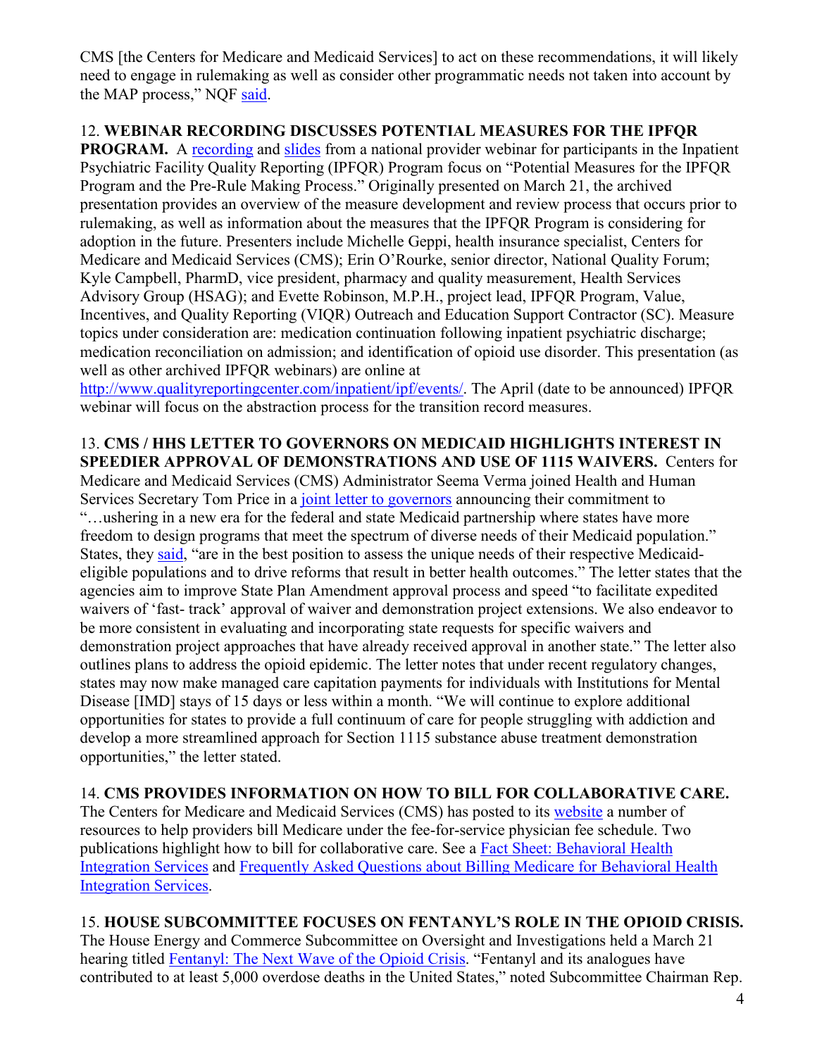CMS [the Centers for Medicare and Medicaid Services] to act on these recommendations, it will likely need to engage in rulemaking as well as consider other programmatic needs not taken into account by the MAP process," NQF said.

12. **WEBINAR RECORDING DISCUSSES POTENTIAL MEASURES FOR THE IPFQR PROGRAM.** A recording and slides from a national provider webinar for participants in the Inpatient Psychiatric Facility Quality Reporting (IPFQR) Program focus on "Potential Measures for the IPFQR Program and the Pre-Rule Making Process." Originally presented on March 21, the archived presentation provides an overview of the measure development and review process that occurs prior to rulemaking, as well as information about the measures that the IPFQR Program is considering for adoption in the future. Presenters include Michelle Geppi, health insurance specialist, Centers for Medicare and Medicaid Services (CMS); Erin O'Rourke, senior director, National Quality Forum; Kyle Campbell, PharmD, vice president, pharmacy and quality measurement, Health Services Advisory Group (HSAG); and Evette Robinson, M.P.H., project lead, IPFQR Program, Value, Incentives, and Quality Reporting (VIQR) Outreach and Education Support Contractor (SC). Measure topics under consideration are: medication continuation following inpatient psychiatric discharge; medication reconciliation on admission; and identification of opioid use disorder. This presentation (as well as other archived IPFQR webinars) are online at http://www.qualityreportingcenter.com/inpatient/ipf/events/. The April (date to be announced) IPFQR webinar will focus on the abstraction process for the transition record measures.

13. **CMS / HHS LETTER TO GOVERNORS ON MEDICAID HIGHLIGHTS INTEREST IN SPEEDIER APPROVAL OF DEMONSTRATIONS AND USE OF 1115 WAIVERS.** Centers for Medicare and Medicaid Services (CMS) Administrator Seema Verma joined Health and Human Services Secretary Tom Price in a joint letter to governors announcing their commitment to "…ushering in a new era for the federal and state Medicaid partnership where states have more freedom to design programs that meet the spectrum of diverse needs of their Medicaid population." States, they said, "are in the best position to assess the unique needs of their respective Medicaid-eligible populations and to drive reforms that result in better health outcomes." The letter states that the agencies aim to improve State Plan Amendment approval process and speed "to facilitate expedited waivers of 'fast- track' approval of waiver and demonstration project extensions. We also endeavor to be more consistent in evaluating and incorporating state requests for specific waivers and demonstration project approaches that have already received approval in another state." The letter also outlines plans to address the opioid epidemic. The letter notes that under recent regulatory changes, states may now make managed care capitation payments for individuals with Institutions for Mental Disease [IMD] stays of 15 days or less within a month. "We will continue to explore additional opportunities for states to provide a full continuum of care for people struggling with addiction and develop a more streamlined approach for Section 1115 substance abuse treatment demonstration opportunities," the letter stated.

14. **CMS PROVIDES INFORMATION ON HOW TO BILL FOR COLLABORATIVE CARE.** The Centers for Medicare and Medicaid Services (CMS) has posted to its website a number of resources to help providers bill Medicare under the fee-for-service physician fee schedule. Two publications highlight how to bill for collaborative care. See a Fact Sheet: Behavioral Health Integration Services and Frequently Asked Questions about Billing Medicare for Behavioral Health Integration Services.

15. **HOUSE SUBCOMMITTEE FOCUSES ON FENTANYL'S ROLE IN THE OPIOID CRISIS.** The House Energy and Commerce Subcommittee on Oversight and Investigations held a March 21 hearing titled Fentanyl: The Next Wave of the Opioid Crisis. "Fentanyl and its analogues have contributed to at least 5,000 overdose deaths in the United States," noted Subcommittee Chairman Rep.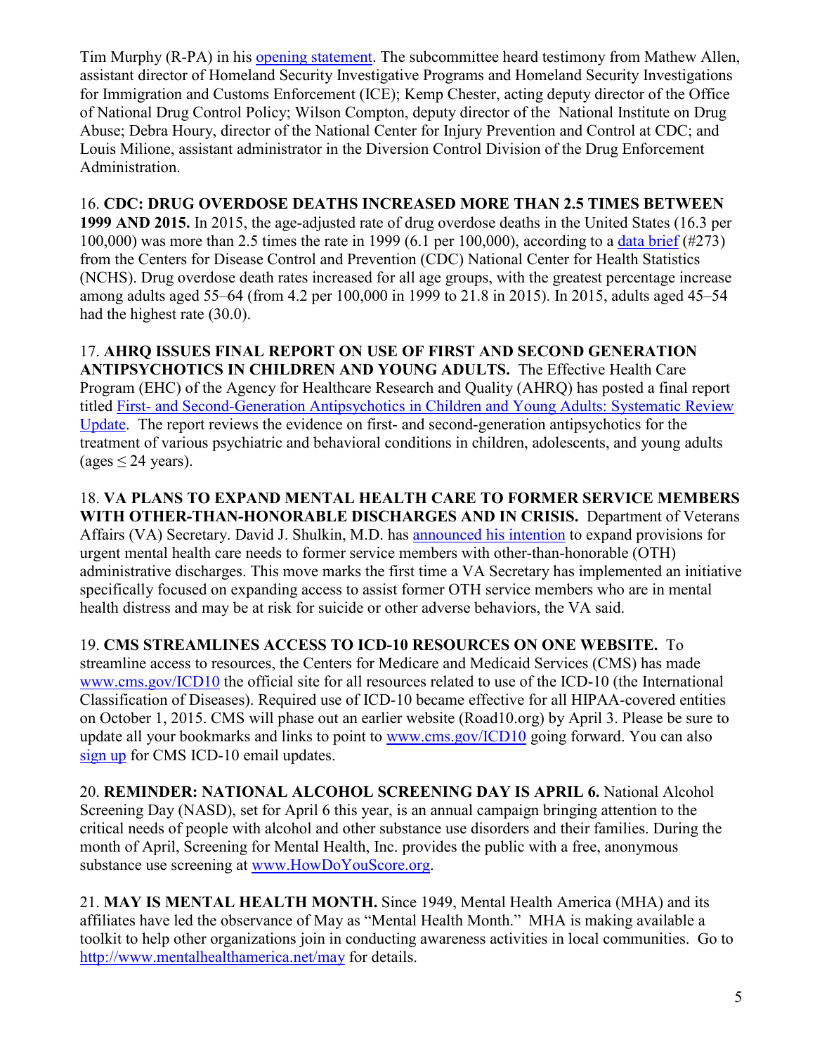Tim Murphy (R-PA) in his opening statement. The subcommittee heard testimony from Mathew Allen, assistant director of Homeland Security Investigative Programs and Homeland Security Investigations for Immigration and Customs Enforcement (ICE); Kemp Chester, acting deputy director of the Office of National Drug Control Policy; Wilson Compton, deputy director of the National Institute on Drug Abuse; Debra Houry, director of the National Center for Injury Prevention and Control at CDC; and Louis Milione, assistant administrator in the Diversion Control Division of the Drug Enforcement Administration.

16. **CDC: DRUG OVERDOSE DEATHS INCREASED MORE THAN 2.5 TIMES BETWEEN 1999 AND 2015.** In 2015, the age-adjusted rate of drug overdose deaths in the United States (16.3 per 100,000) was more than 2.5 times the rate in 1999 (6.1 per 100,000), according to a data brief (#273) from the Centers for Disease Control and Prevention (CDC) National Center for Health Statistics (NCHS). Drug overdose death rates increased for all age groups, with the greatest percentage increase among adults aged 55–64 (from 4.2 per 100,000 in 1999 to 21.8 in 2015). In 2015, adults aged 45–54 had the highest rate (30.0).

17. **AHRQ ISSUES FINAL REPORT ON USE OF FIRST AND SECOND GENERATION ANTIPSYCHOTICS IN CHILDREN AND YOUNG ADULTS.** The Effective Health Care Program (EHC) of the Agency for Healthcare Research and Quality (AHRQ) has posted a final report titled First- and Second-Generation Antipsychotics in Children and Young Adults: Systematic Review Update. The report reviews the evidence on first- and second-generation antipsychotics for the treatment of various psychiatric and behavioral conditions in children, adolescents, and young adults (ages ≤ 24 years).

18. **VA PLANS TO EXPAND MENTAL HEALTH CARE TO FORMER SERVICE MEMBERS WITH OTHER-THAN-HONORABLE DISCHARGES AND IN CRISIS.** Department of Veterans Affairs (VA) Secretary. David J. Shulkin, M.D. has announced his intention to expand provisions for urgent mental health care needs to former service members with other-than-honorable (OTH) administrative discharges. This move marks the first time a VA Secretary has implemented an initiative specifically focused on expanding access to assist former OTH service members who are in mental health distress and may be at risk for suicide or other adverse behaviors, the VA said.

19. **CMS STREAMLINES ACCESS TO ICD-10 RESOURCES ON ONE WEBSITE.** To streamline access to resources, the Centers for Medicare and Medicaid Services (CMS) has made www.cms.gov/ICD10 the official site for all resources related to use of the ICD-10 (the International Classification of Diseases). Required use of ICD-10 became effective for all HIPAA-covered entities on October 1, 2015. CMS will phase out an earlier website (Road10.org) by April 3. Please be sure to update all your bookmarks and links to point to www.cms.gov/ICD10 going forward. You can also sign up for CMS ICD-10 email updates.

20. **REMINDER: NATIONAL ALCOHOL SCREENING DAY IS APRIL 6.** National Alcohol Screening Day (NASD), set for April 6 this year, is an annual campaign bringing attention to the critical needs of people with alcohol and other substance use disorders and their families. During the month of April, Screening for Mental Health, Inc. provides the public with a free, anonymous substance use screening at www.HowDoYouScore.org.

21. **MAY IS MENTAL HEALTH MONTH.** Since 1949, Mental Health America (MHA) and its affiliates have led the observance of May as "Mental Health Month." MHA is making available a toolkit to help other organizations join in conducting awareness activities in local communities. Go to http://www.mentalhealthamerica.net/may for details.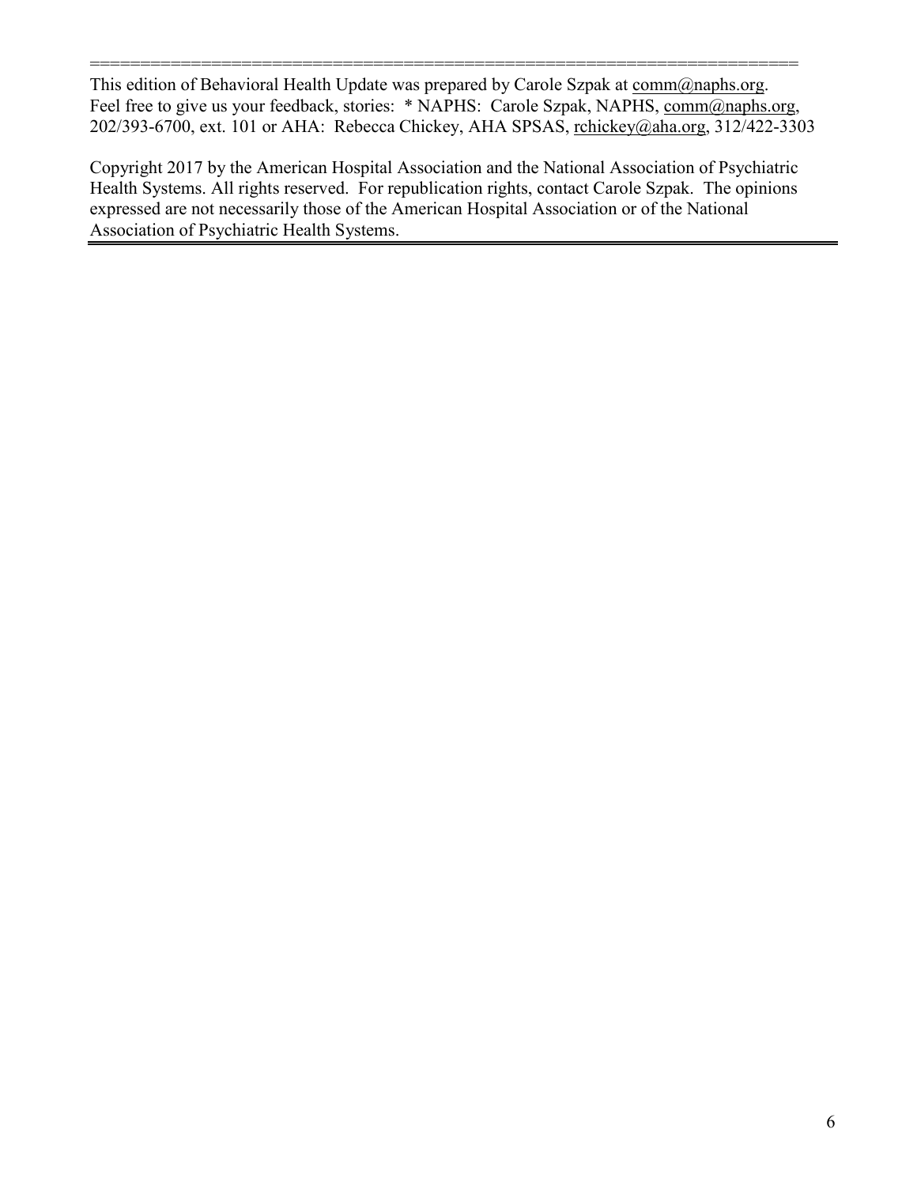=====================================================================

This edition of Behavioral Health Update was prepared by Carole Szpak at comm@naphs.org. Feel free to give us your feedback, stories: * NAPHS: Carole Szpak, NAPHS, comm@naphs.org, 202/393-6700, ext. 101 or AHA: Rebecca Chickey, AHA SPSAS, rchickey@aha.org, 312/422-3303

Copyright 2017 by the American Hospital Association and the National Association of Psychiatric Health Systems. All rights reserved. For republication rights, contact Carole Szpak. The opinions expressed are not necessarily those of the American Hospital Association or of the National Association of Psychiatric Health Systems.